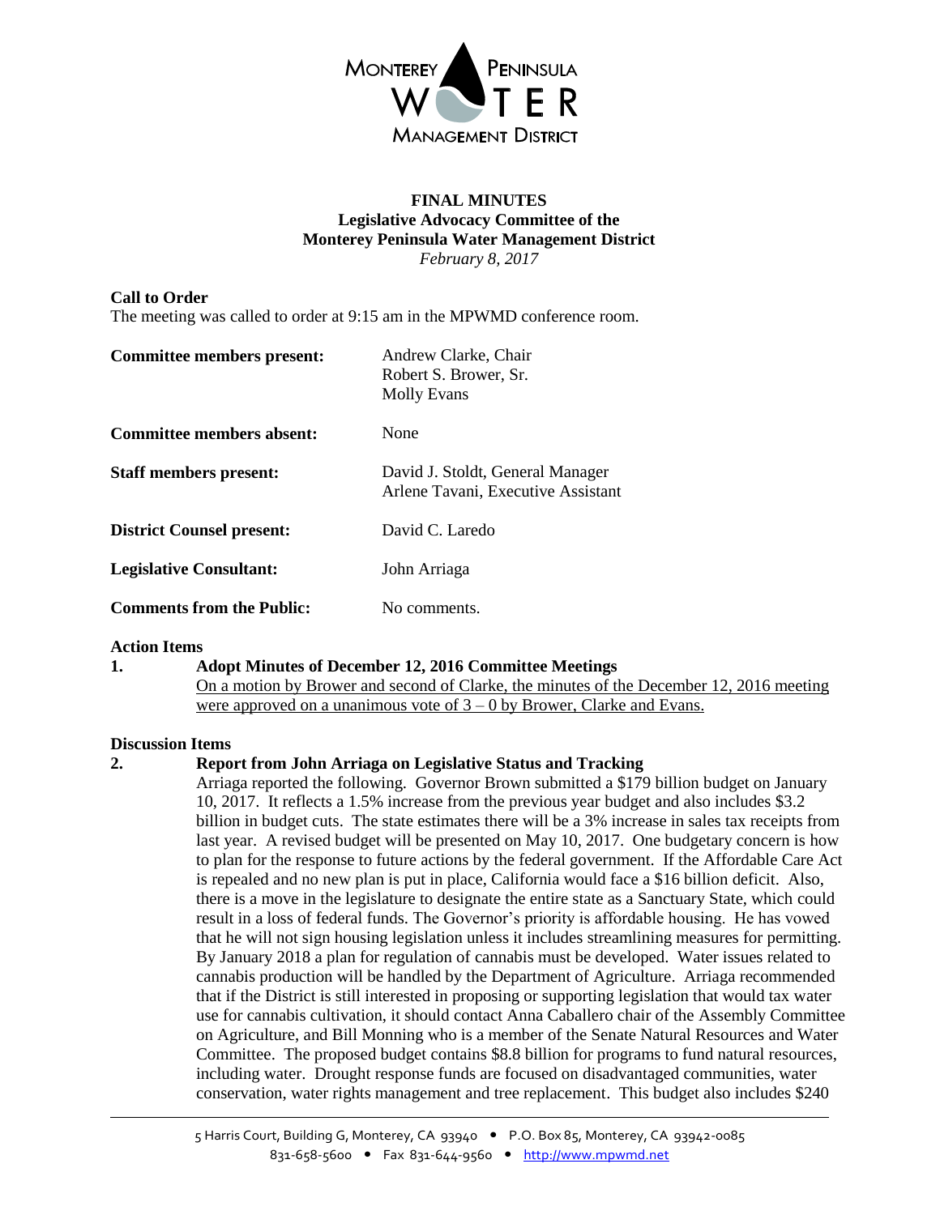MONTEREY PENINSULA WATER MANAGEMENT DISTRICT

# FINAL MINUTES
## Legislative Advocacy Committee of the Monterey Peninsula Water Management District
*February 8, 2017*

**Call to Order**
The meeting was called to order at 9:15 am in the MPWMD conference room.

| | |
|---|---|
| **Committee members present:** | Andrew Clarke, Chair<br>Robert S. Brower, Sr.<br>Molly Evans |
| **Committee members absent:** | None |
| **Staff members present:** | David J. Stoldt, General Manager<br>Arlene Tavani, Executive Assistant |
| **District Counsel present:** | David C. Laredo |
| **Legislative Consultant:** | John Arriaga |
| **Comments from the Public:** | No comments. |

**Action Items**

**1. Adopt Minutes of December 12, 2016 Committee Meetings**
On a motion by Brower and second of Clarke, the minutes of the December 12, 2016 meeting were approved on a unanimous vote of 3 – 0 by Brower, Clarke and Evans.

**Discussion Items**

**2. Report from John Arriaga on Legislative Status and Tracking**
Arriaga reported the following. Governor Brown submitted a $179 billion budget on January 10, 2017. It reflects a 1.5% increase from the previous year budget and also includes $3.2 billion in budget cuts. The state estimates there will be a 3% increase in sales tax receipts from last year. A revised budget will be presented on May 10, 2017. One budgetary concern is how to plan for the response to future actions by the federal government. If the Affordable Care Act is repealed and no new plan is put in place, California would face a $16 billion deficit. Also, there is a move in the legislature to designate the entire state as a Sanctuary State, which could result in a loss of federal funds. The Governor's priority is affordable housing. He has vowed that he will not sign housing legislation unless it includes streamlining measures for permitting. By January 2018 a plan for regulation of cannabis must be developed. Water issues related to cannabis production will be handled by the Department of Agriculture. Arriaga recommended that if the District is still interested in proposing or supporting legislation that would tax water use for cannabis cultivation, it should contact Anna Caballero chair of the Assembly Committee on Agriculture, and Bill Monning who is a member of the Senate Natural Resources and Water Committee. The proposed budget contains $8.8 billion for programs to fund natural resources, including water. Drought response funds are focused on disadvantaged communities, water conservation, water rights management and tree replacement. This budget also includes $240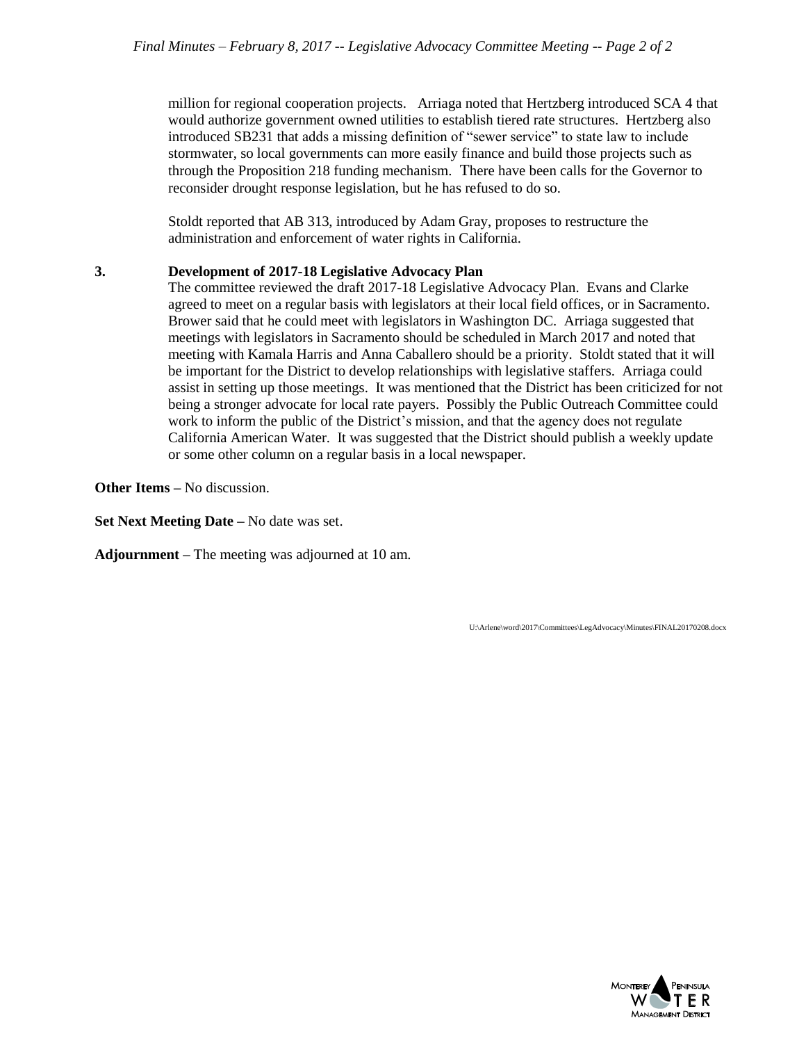million for regional cooperation projects. Arriaga noted that Hertzberg introduced SCA 4 that would authorize government owned utilities to establish tiered rate structures. Hertzberg also introduced SB231 that adds a missing definition of "sewer service" to state law to include stormwater, so local governments can more easily finance and build those projects such as through the Proposition 218 funding mechanism. There have been calls for the Governor to reconsider drought response legislation, but he has refused to do so.

Stoldt reported that AB 313, introduced by Adam Gray, proposes to restructure the administration and enforcement of water rights in California.

**3. Development of 2017-18 Legislative Advocacy Plan**

The committee reviewed the draft 2017-18 Legislative Advocacy Plan. Evans and Clarke agreed to meet on a regular basis with legislators at their local field offices, or in Sacramento. Brower said that he could meet with legislators in Washington DC. Arriaga suggested that meetings with legislators in Sacramento should be scheduled in March 2017 and noted that meeting with Kamala Harris and Anna Caballero should be a priority. Stoldt stated that it will be important for the District to develop relationships with legislative staffers. Arriaga could assist in setting up those meetings. It was mentioned that the District has been criticized for not being a stronger advocate for local rate payers. Possibly the Public Outreach Committee could work to inform the public of the District's mission, and that the agency does not regulate California American Water. It was suggested that the District should publish a weekly update or some other column on a regular basis in a local newspaper.

**Other Items –** No discussion.

**Set Next Meeting Date –** No date was set.

**Adjournment –** The meeting was adjourned at 10 am.

U:\Arlene\word\2017\Committees\LegAdvocacy\Minutes\FINAL20170208.docx